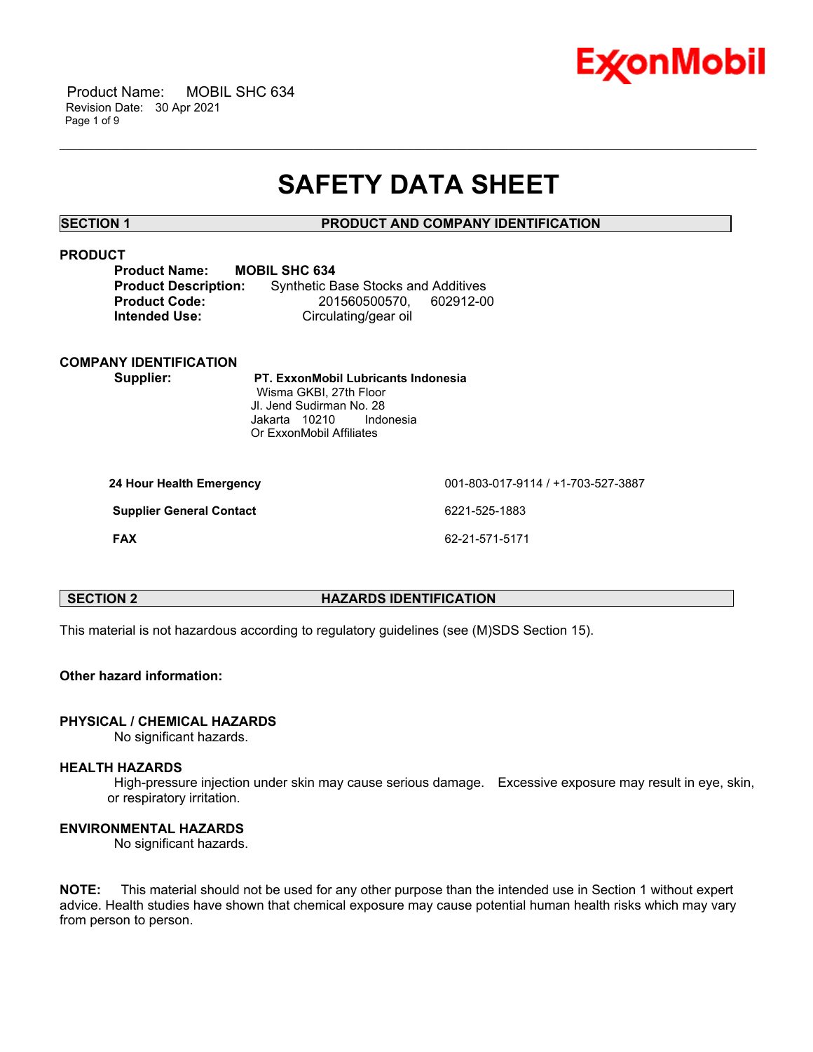# SAFETY DATA SHEET

## SECTION 1 PRODUCT AND COMPANY IDENTIFICATION

### PRODUCT

**Product Name:** **MOBIL SHC 634**
**Product Description:** Synthetic Base Stocks and Additives
**Product Code:** 201560500570, 602912-00
**Intended Use:** Circulating/gear oil

### COMPANY IDENTIFICATION

**Supplier:** **PT. ExxonMobil Lubricants Indonesia**
Wisma GKBI, 27th Floor
Jl. Jend Sudirman No. 28
Jakarta 10210 Indonesia
Or ExxonMobil Affiliates

| | |
|---|---|
| **24 Hour Health Emergency** | 001-803-017-9114 / +1-703-527-3887 |
| **Supplier General Contact** | 6221-525-1883 |
| **FAX** | 62-21-571-5171 |

## SECTION 2 HAZARDS IDENTIFICATION

This material is not hazardous according to regulatory guidelines (see (M)SDS Section 15).

**Other hazard information:**

### PHYSICAL / CHEMICAL HAZARDS

No significant hazards.

### HEALTH HAZARDS

High-pressure injection under skin may cause serious damage. Excessive exposure may result in eye, skin, or respiratory irritation.

### ENVIRONMENTAL HAZARDS

No significant hazards.

**NOTE:** This material should not be used for any other purpose than the intended use in Section 1 without expert advice. Health studies have shown that chemical exposure may cause potential human health risks which may vary from person to person.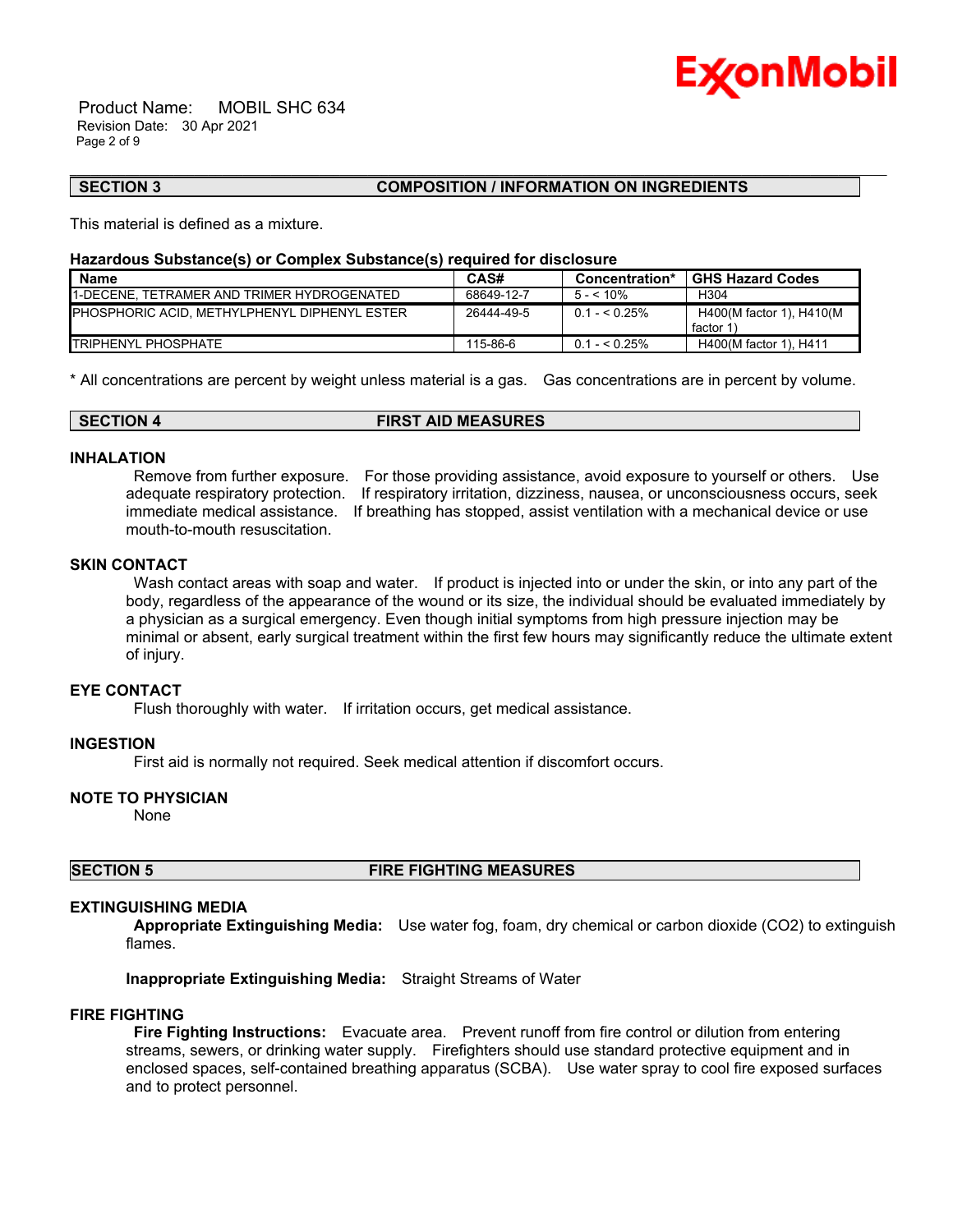## SECTION 3 COMPOSITION / INFORMATION ON INGREDIENTS

This material is defined as a mixture.

**Hazardous Substance(s) or Complex Substance(s) required for disclosure**

| Name | CAS# | Concentration* | GHS Hazard Codes |
|---|---|---|---|
| 1-DECENE, TETRAMER AND TRIMER HYDROGENATED | 68649-12-7 | 5 - < 10% | H304 |
| PHOSPHORIC ACID, METHYLPHENYL DIPHENYL ESTER | 26444-49-5 | 0.1 - < 0.25% | H400(M factor 1), H410(M factor 1) |
| TRIPHENYL PHOSPHATE | 115-86-6 | 0.1 - < 0.25% | H400(M factor 1), H411 |

* All concentrations are percent by weight unless material is a gas. Gas concentrations are in percent by volume.

## SECTION 4 FIRST AID MEASURES

### INHALATION

Remove from further exposure. For those providing assistance, avoid exposure to yourself or others. Use adequate respiratory protection. If respiratory irritation, dizziness, nausea, or unconsciousness occurs, seek immediate medical assistance. If breathing has stopped, assist ventilation with a mechanical device or use mouth-to-mouth resuscitation.

### SKIN CONTACT

Wash contact areas with soap and water. If product is injected into or under the skin, or into any part of the body, regardless of the appearance of the wound or its size, the individual should be evaluated immediately by a physician as a surgical emergency. Even though initial symptoms from high pressure injection may be minimal or absent, early surgical treatment within the first few hours may significantly reduce the ultimate extent of injury.

### EYE CONTACT

Flush thoroughly with water. If irritation occurs, get medical assistance.

### INGESTION

First aid is normally not required. Seek medical attention if discomfort occurs.

### NOTE TO PHYSICIAN

None

## SECTION 5 FIRE FIGHTING MEASURES

### EXTINGUISHING MEDIA

**Appropriate Extinguishing Media:** Use water fog, foam, dry chemical or carbon dioxide ($CO_2$) to extinguish flames.

**Inappropriate Extinguishing Media:** Straight Streams of Water

### FIRE FIGHTING

**Fire Fighting Instructions:** Evacuate area. Prevent runoff from fire control or dilution from entering streams, sewers, or drinking water supply. Firefighters should use standard protective equipment and in enclosed spaces, self-contained breathing apparatus (SCBA). Use water spray to cool fire exposed surfaces and to protect personnel.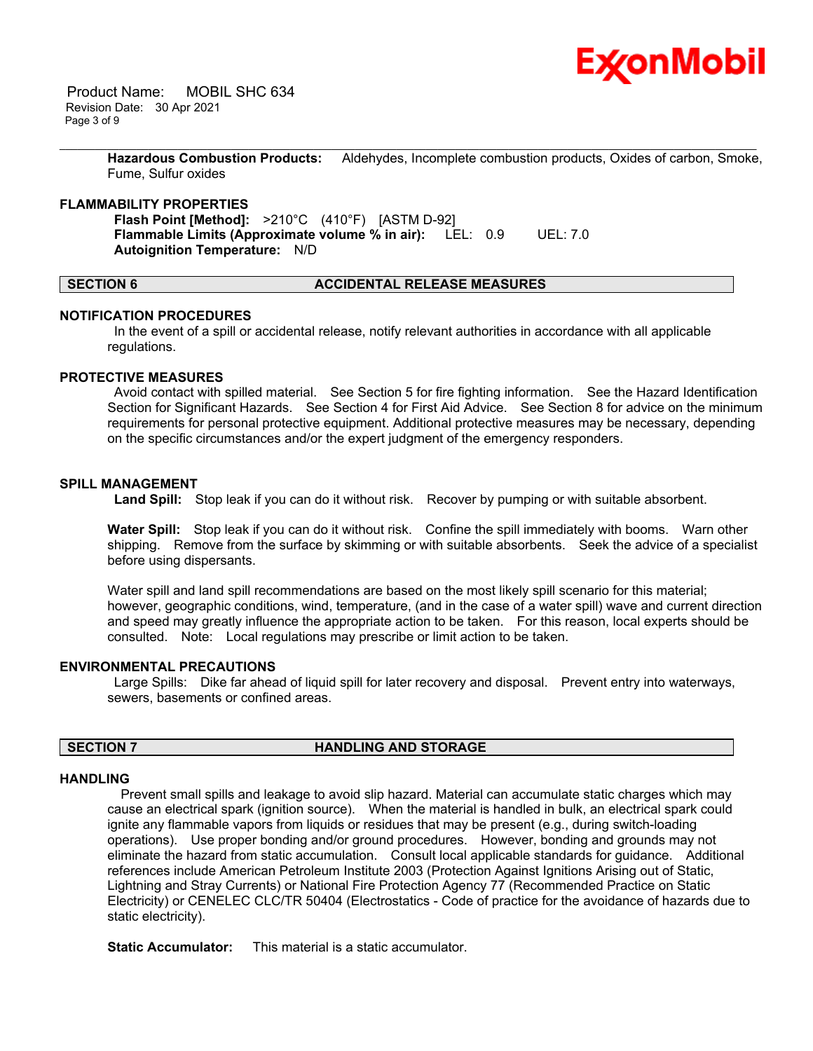**Hazardous Combustion Products:** Aldehydes, Incomplete combustion products, Oxides of carbon, Smoke, Fume, Sulfur oxides

### FLAMMABILITY PROPERTIES

**Flash Point [Method]:** >210°C (410°F) [ASTM D-92]
**Flammable Limits (Approximate volume % in air):** LEL: 0.9 UEL: 7.0
**Autoignition Temperature:** N/D

## SECTION 6 ACCIDENTAL RELEASE MEASURES

### NOTIFICATION PROCEDURES

In the event of a spill or accidental release, notify relevant authorities in accordance with all applicable regulations.

### PROTECTIVE MEASURES

Avoid contact with spilled material. See Section 5 for fire fighting information. See the Hazard Identification Section for Significant Hazards. See Section 4 for First Aid Advice. See Section 8 for advice on the minimum requirements for personal protective equipment. Additional protective measures may be necessary, depending on the specific circumstances and/or the expert judgment of the emergency responders.

### SPILL MANAGEMENT

**Land Spill:** Stop leak if you can do it without risk. Recover by pumping or with suitable absorbent.

**Water Spill:** Stop leak if you can do it without risk. Confine the spill immediately with booms. Warn other shipping. Remove from the surface by skimming or with suitable absorbents. Seek the advice of a specialist before using dispersants.

Water spill and land spill recommendations are based on the most likely spill scenario for this material; however, geographic conditions, wind, temperature, (and in the case of a water spill) wave and current direction and speed may greatly influence the appropriate action to be taken. For this reason, local experts should be consulted. Note: Local regulations may prescribe or limit action to be taken.

### ENVIRONMENTAL PRECAUTIONS

Large Spills: Dike far ahead of liquid spill for later recovery and disposal. Prevent entry into waterways, sewers, basements or confined areas.

## SECTION 7 HANDLING AND STORAGE

### HANDLING

Prevent small spills and leakage to avoid slip hazard. Material can accumulate static charges which may cause an electrical spark (ignition source). When the material is handled in bulk, an electrical spark could ignite any flammable vapors from liquids or residues that may be present (e.g., during switch-loading operations). Use proper bonding and/or ground procedures. However, bonding and grounds may not eliminate the hazard from static accumulation. Consult local applicable standards for guidance. Additional references include American Petroleum Institute 2003 (Protection Against Ignitions Arising out of Static, Lightning and Stray Currents) or National Fire Protection Agency 77 (Recommended Practice on Static Electricity) or CENELEC CLC/TR 50404 (Electrostatics - Code of practice for the avoidance of hazards due to static electricity).

**Static Accumulator:** This material is a static accumulator.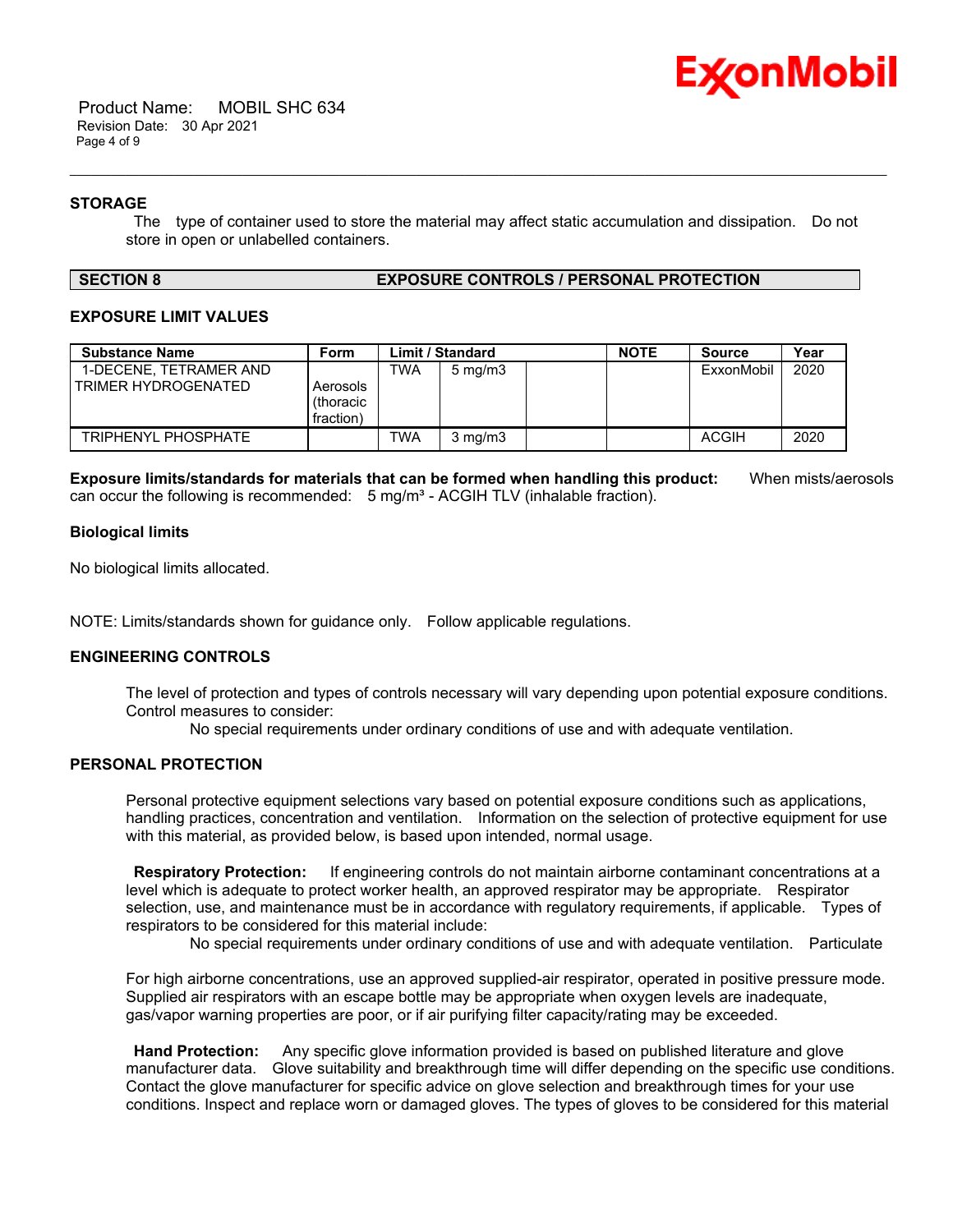**STORAGE**

The type of container used to store the material may affect static accumulation and dissipation. Do not store in open or unlabelled containers.

## SECTION 8 EXPOSURE CONTROLS / PERSONAL PROTECTION

### EXPOSURE LIMIT VALUES

| Substance Name | Form | Limit / Standard | | | NOTE | Source | Year |
|---|---|---|---|---|---|---|---|
| 1-DECENE, TETRAMER AND TRIMER HYDROGENATED | Aerosols (thoracic fraction) | TWA | 5 mg/m3 | | | ExxonMobil | 2020 |
| TRIPHENYL PHOSPHATE | | TWA | 3 mg/m3 | | | ACGIH | 2020 |

**Exposure limits/standards for materials that can be formed when handling this product:** When mists/aerosols can occur the following is recommended: 5 mg/m³ - ACGIH TLV (inhalable fraction).

**Biological limits**

No biological limits allocated.

NOTE: Limits/standards shown for guidance only. Follow applicable regulations.

### ENGINEERING CONTROLS

The level of protection and types of controls necessary will vary depending upon potential exposure conditions. Control measures to consider:

No special requirements under ordinary conditions of use and with adequate ventilation.

### PERSONAL PROTECTION

Personal protective equipment selections vary based on potential exposure conditions such as applications, handling practices, concentration and ventilation. Information on the selection of protective equipment for use with this material, as provided below, is based upon intended, normal usage.

**Respiratory Protection:** If engineering controls do not maintain airborne contaminant concentrations at a level which is adequate to protect worker health, an approved respirator may be appropriate. Respirator selection, use, and maintenance must be in accordance with regulatory requirements, if applicable. Types of respirators to be considered for this material include:

No special requirements under ordinary conditions of use and with adequate ventilation. Particulate

For high airborne concentrations, use an approved supplied-air respirator, operated in positive pressure mode. Supplied air respirators with an escape bottle may be appropriate when oxygen levels are inadequate, gas/vapor warning properties are poor, or if air purifying filter capacity/rating may be exceeded.

**Hand Protection:** Any specific glove information provided is based on published literature and glove manufacturer data. Glove suitability and breakthrough time will differ depending on the specific use conditions. Contact the glove manufacturer for specific advice on glove selection and breakthrough times for your use conditions. Inspect and replace worn or damaged gloves. The types of gloves to be considered for this material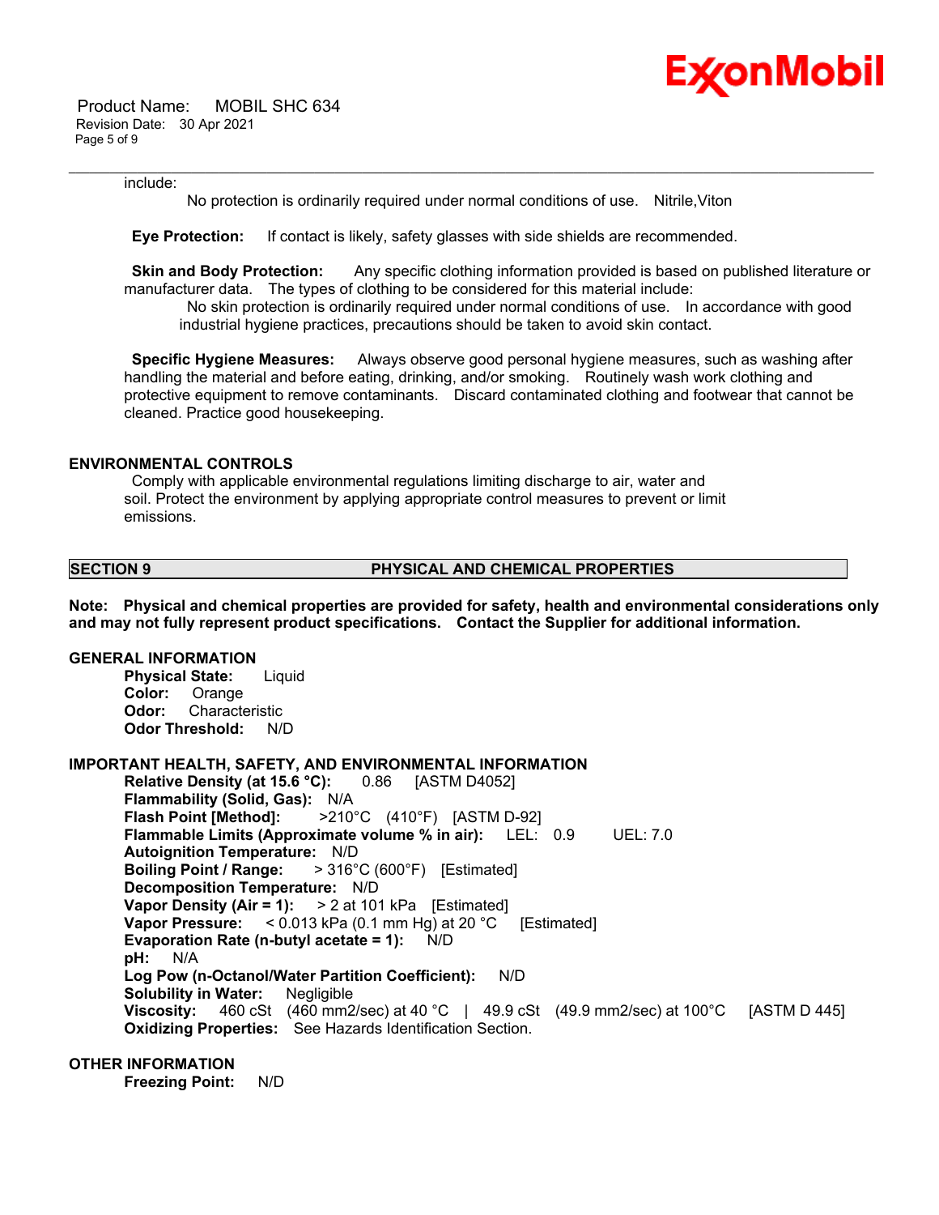include:

No protection is ordinarily required under normal conditions of use. Nitrile,Viton

**Eye Protection:** If contact is likely, safety glasses with side shields are recommended.

**Skin and Body Protection:** Any specific clothing information provided is based on published literature or manufacturer data. The types of clothing to be considered for this material include:

No skin protection is ordinarily required under normal conditions of use. In accordance with good industrial hygiene practices, precautions should be taken to avoid skin contact.

**Specific Hygiene Measures:** Always observe good personal hygiene measures, such as washing after handling the material and before eating, drinking, and/or smoking. Routinely wash work clothing and protective equipment to remove contaminants. Discard contaminated clothing and footwear that cannot be cleaned. Practice good housekeeping.

### ENVIRONMENTAL CONTROLS

Comply with applicable environmental regulations limiting discharge to air, water and soil. Protect the environment by applying appropriate control measures to prevent or limit emissions.

## SECTION 9 PHYSICAL AND CHEMICAL PROPERTIES

**Note: Physical and chemical properties are provided for safety, health and environmental considerations only and may not fully represent product specifications. Contact the Supplier for additional information.**

### GENERAL INFORMATION

**Physical State:** Liquid
**Color:** Orange
**Odor:** Characteristic
**Odor Threshold:** N/D

### IMPORTANT HEALTH, SAFETY, AND ENVIRONMENTAL INFORMATION

**Relative Density (at 15.6 °C):** 0.86 [ASTM D4052]
**Flammability (Solid, Gas):** N/A
**Flash Point [Method]:** >210°C (410°F) [ASTM D-92]
**Flammable Limits (Approximate volume % in air):** LEL: 0.9 UEL: 7.0
**Autoignition Temperature:** N/D
**Boiling Point / Range:** > 316°C (600°F) [Estimated]
**Decomposition Temperature:** N/D
**Vapor Density (Air = 1):** > 2 at 101 kPa [Estimated]
**Vapor Pressure:** < 0.013 kPa (0.1 mm Hg) at 20 °C [Estimated]
**Evaporation Rate (n-butyl acetate = 1):** N/D
**pH:** N/A
**Log Pow (n-Octanol/Water Partition Coefficient):** N/D
**Solubility in Water:** Negligible
**Viscosity:** 460 cSt (460 mm2/sec) at 40 °C | 49.9 cSt (49.9 mm2/sec) at 100°C [ASTM D 445]
**Oxidizing Properties:** See Hazards Identification Section.

### OTHER INFORMATION

**Freezing Point:** N/D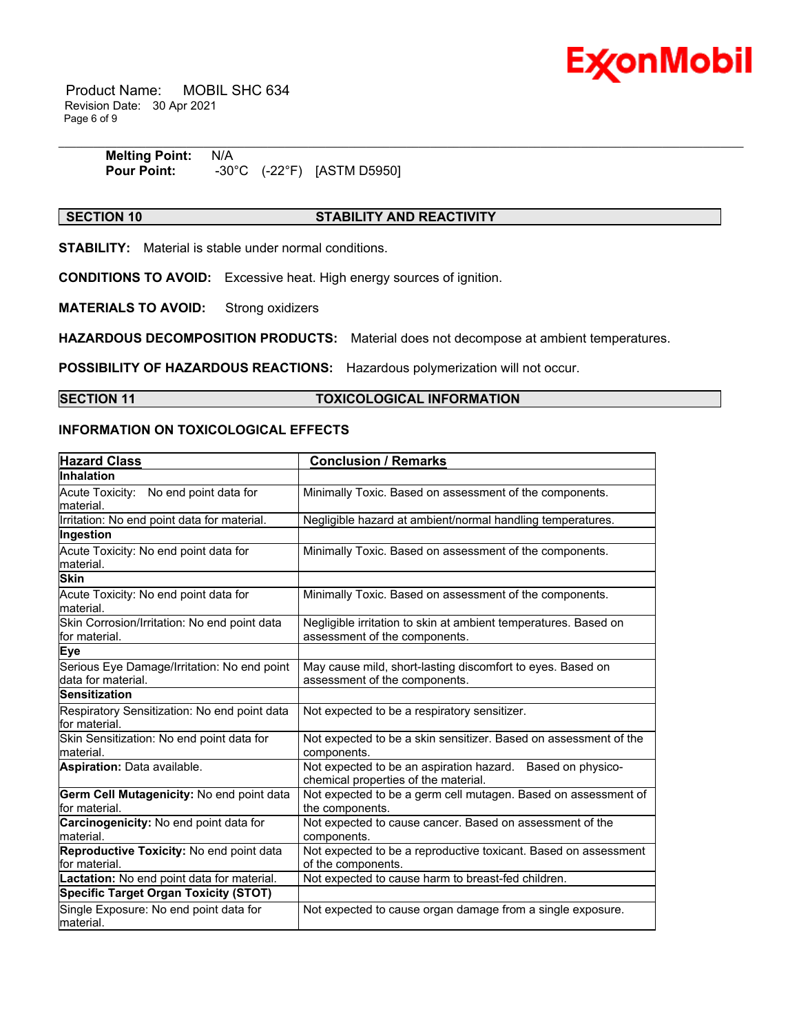**Melting Point:** N/A
**Pour Point:** -30°C (-22°F) [ASTM D5950]

## SECTION 10 STABILITY AND REACTIVITY

**STABILITY:** Material is stable under normal conditions.

**CONDITIONS TO AVOID:** Excessive heat. High energy sources of ignition.

**MATERIALS TO AVOID:** Strong oxidizers

**HAZARDOUS DECOMPOSITION PRODUCTS:** Material does not decompose at ambient temperatures.

**POSSIBILITY OF HAZARDOUS REACTIONS:** Hazardous polymerization will not occur.

## SECTION 11 TOXICOLOGICAL INFORMATION

### INFORMATION ON TOXICOLOGICAL EFFECTS

| Hazard Class | Conclusion / Remarks |
|---|---|
| **Inhalation** | |
| Acute Toxicity: No end point data for material. | Minimally Toxic. Based on assessment of the components. |
| Irritation: No end point data for material. | Negligible hazard at ambient/normal handling temperatures. |
| **Ingestion** | |
| Acute Toxicity: No end point data for material. | Minimally Toxic. Based on assessment of the components. |
| **Skin** | |
| Acute Toxicity: No end point data for material. | Minimally Toxic. Based on assessment of the components. |
| Skin Corrosion/Irritation: No end point data for material. | Negligible irritation to skin at ambient temperatures. Based on assessment of the components. |
| **Eye** | |
| Serious Eye Damage/Irritation: No end point data for material. | May cause mild, short-lasting discomfort to eyes. Based on assessment of the components. |
| **Sensitization** | |
| Respiratory Sensitization: No end point data for material. | Not expected to be a respiratory sensitizer. |
| Skin Sensitization: No end point data for material. | Not expected to be a skin sensitizer. Based on assessment of the components. |
| **Aspiration:** Data available. | Not expected to be an aspiration hazard. Based on physico-chemical properties of the material. |
| **Germ Cell Mutagenicity:** No end point data for material. | Not expected to be a germ cell mutagen. Based on assessment of the components. |
| **Carcinogenicity:** No end point data for material. | Not expected to cause cancer. Based on assessment of the components. |
| **Reproductive Toxicity:** No end point data for material. | Not expected to be a reproductive toxicant. Based on assessment of the components. |
| **Lactation:** No end point data for material. | Not expected to cause harm to breast-fed children. |
| **Specific Target Organ Toxicity (STOT)** | |
| Single Exposure: No end point data for material. | Not expected to cause organ damage from a single exposure. |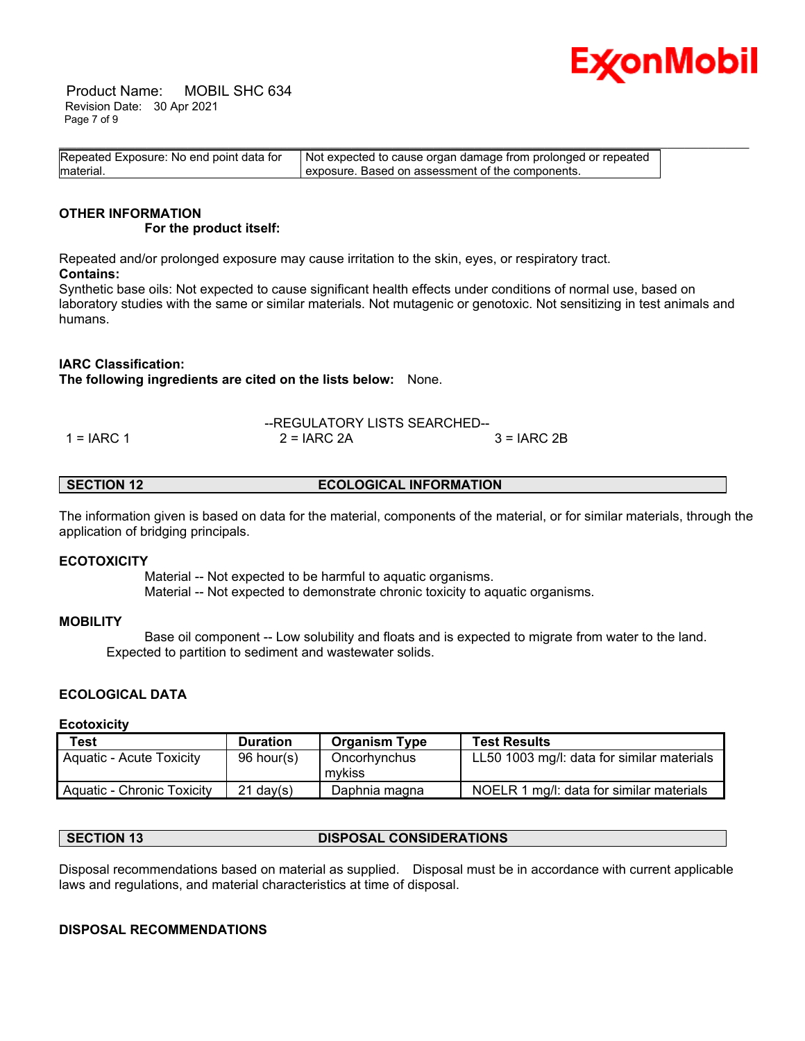| Repeated Exposure: No end point data for material. | Not expected to cause organ damage from prolonged or repeated exposure. Based on assessment of the components. |
|---|---|

**OTHER INFORMATION**

**For the product itself:**

Repeated and/or prolonged exposure may cause irritation to the skin, eyes, or respiratory tract.

**Contains:**

Synthetic base oils: Not expected to cause significant health effects under conditions of normal use, based on laboratory studies with the same or similar materials. Not mutagenic or genotoxic. Not sensitizing in test animals and humans.

**IARC Classification:**

**The following ingredients are cited on the lists below:** None.

--REGULATORY LISTS SEARCHED--

1 = IARC 1 &nbsp;&nbsp;&nbsp; 2 = IARC 2A &nbsp;&nbsp;&nbsp; 3 = IARC 2B

## SECTION 12 ECOLOGICAL INFORMATION

The information given is based on data for the material, components of the material, or for similar materials, through the application of bridging principals.

**ECOTOXICITY**

Material -- Not expected to be harmful to aquatic organisms.
Material -- Not expected to demonstrate chronic toxicity to aquatic organisms.

**MOBILITY**

Base oil component -- Low solubility and floats and is expected to migrate from water to the land. Expected to partition to sediment and wastewater solids.

**ECOLOGICAL DATA**

**Ecotoxicity**

| Test | Duration | Organism Type | Test Results |
|---|---|---|---|
| Aquatic - Acute Toxicity | 96 hour(s) | Oncorhynchus mykiss | LL50 1003 mg/l: data for similar materials |
| Aquatic - Chronic Toxicity | 21 day(s) | Daphnia magna | NOELR 1 mg/l: data for similar materials |

## SECTION 13 DISPOSAL CONSIDERATIONS

Disposal recommendations based on material as supplied. Disposal must be in accordance with current applicable laws and regulations, and material characteristics at time of disposal.

**DISPOSAL RECOMMENDATIONS**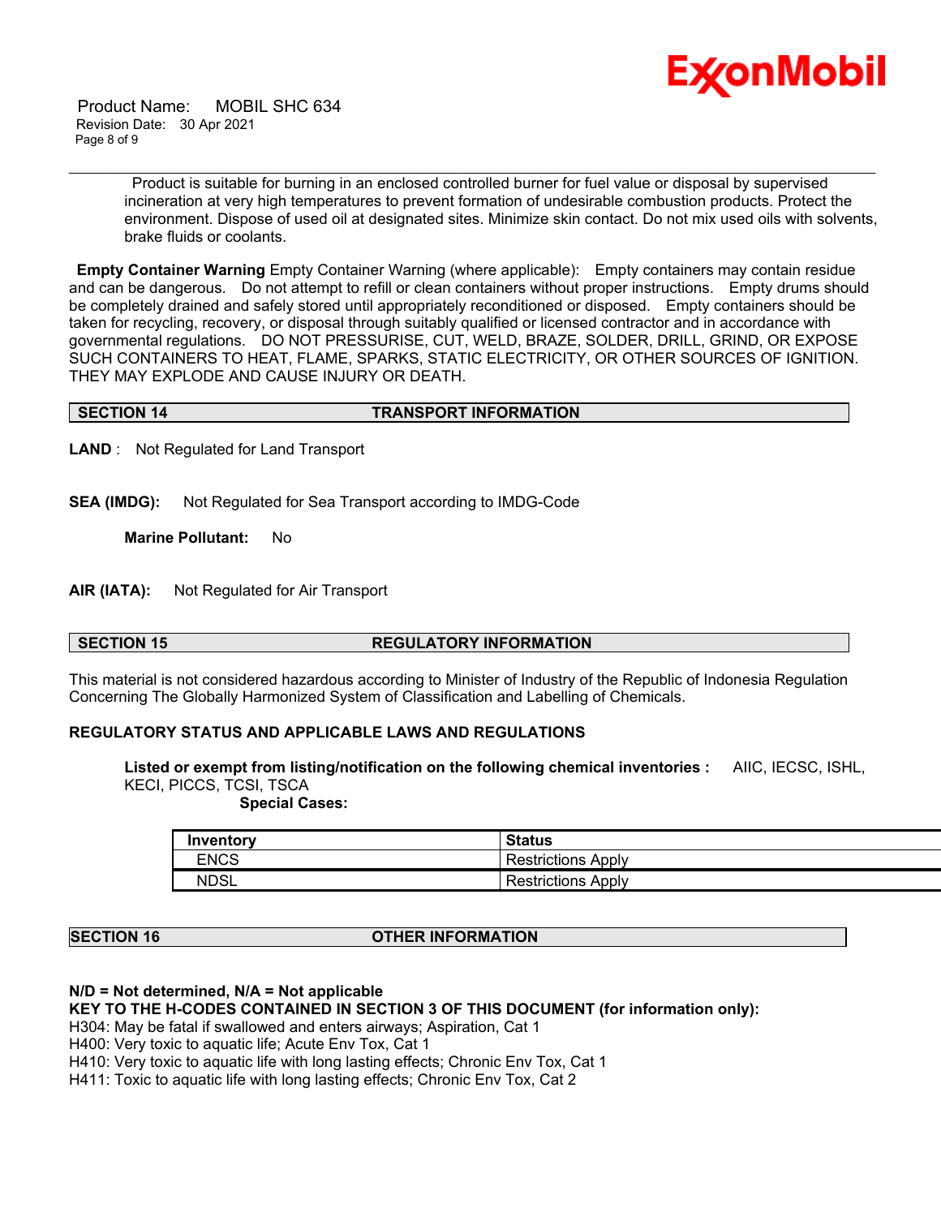Product is suitable for burning in an enclosed controlled burner for fuel value or disposal by supervised incineration at very high temperatures to prevent formation of undesirable combustion products. Protect the environment. Dispose of used oil at designated sites. Minimize skin contact. Do not mix used oils with solvents, brake fluids or coolants.

**Empty Container Warning** Empty Container Warning (where applicable): Empty containers may contain residue and can be dangerous. Do not attempt to refill or clean containers without proper instructions. Empty drums should be completely drained and safely stored until appropriately reconditioned or disposed. Empty containers should be taken for recycling, recovery, or disposal through suitably qualified or licensed contractor and in accordance with governmental regulations. DO NOT PRESSURISE, CUT, WELD, BRAZE, SOLDER, DRILL, GRIND, OR EXPOSE SUCH CONTAINERS TO HEAT, FLAME, SPARKS, STATIC ELECTRICITY, OR OTHER SOURCES OF IGNITION. THEY MAY EXPLODE AND CAUSE INJURY OR DEATH.

## SECTION 14 TRANSPORT INFORMATION

**LAND** : Not Regulated for Land Transport

**SEA (IMDG):** Not Regulated for Sea Transport according to IMDG-Code

**Marine Pollutant:** No

**AIR (IATA):** Not Regulated for Air Transport

## SECTION 15 REGULATORY INFORMATION

This material is not considered hazardous according to Minister of Industry of the Republic of Indonesia Regulation Concerning The Globally Harmonized System of Classification and Labelling of Chemicals.

**REGULATORY STATUS AND APPLICABLE LAWS AND REGULATIONS**

**Listed or exempt from listing/notification on the following chemical inventories :** AIIC, IECSC, ISHL, KECI, PICCS, TCSI, TSCA

**Special Cases:**

| Inventory | Status |
|---|---|
| ENCS | Restrictions Apply |
| NDSL | Restrictions Apply |

## SECTION 16 OTHER INFORMATION

**N/D = Not determined, N/A = Not applicable**

**KEY TO THE H-CODES CONTAINED IN SECTION 3 OF THIS DOCUMENT (for information only):**

H304: May be fatal if swallowed and enters airways; Aspiration, Cat 1
H400: Very toxic to aquatic life; Acute Env Tox, Cat 1
H410: Very toxic to aquatic life with long lasting effects; Chronic Env Tox, Cat 1
H411: Toxic to aquatic life with long lasting effects; Chronic Env Tox, Cat 2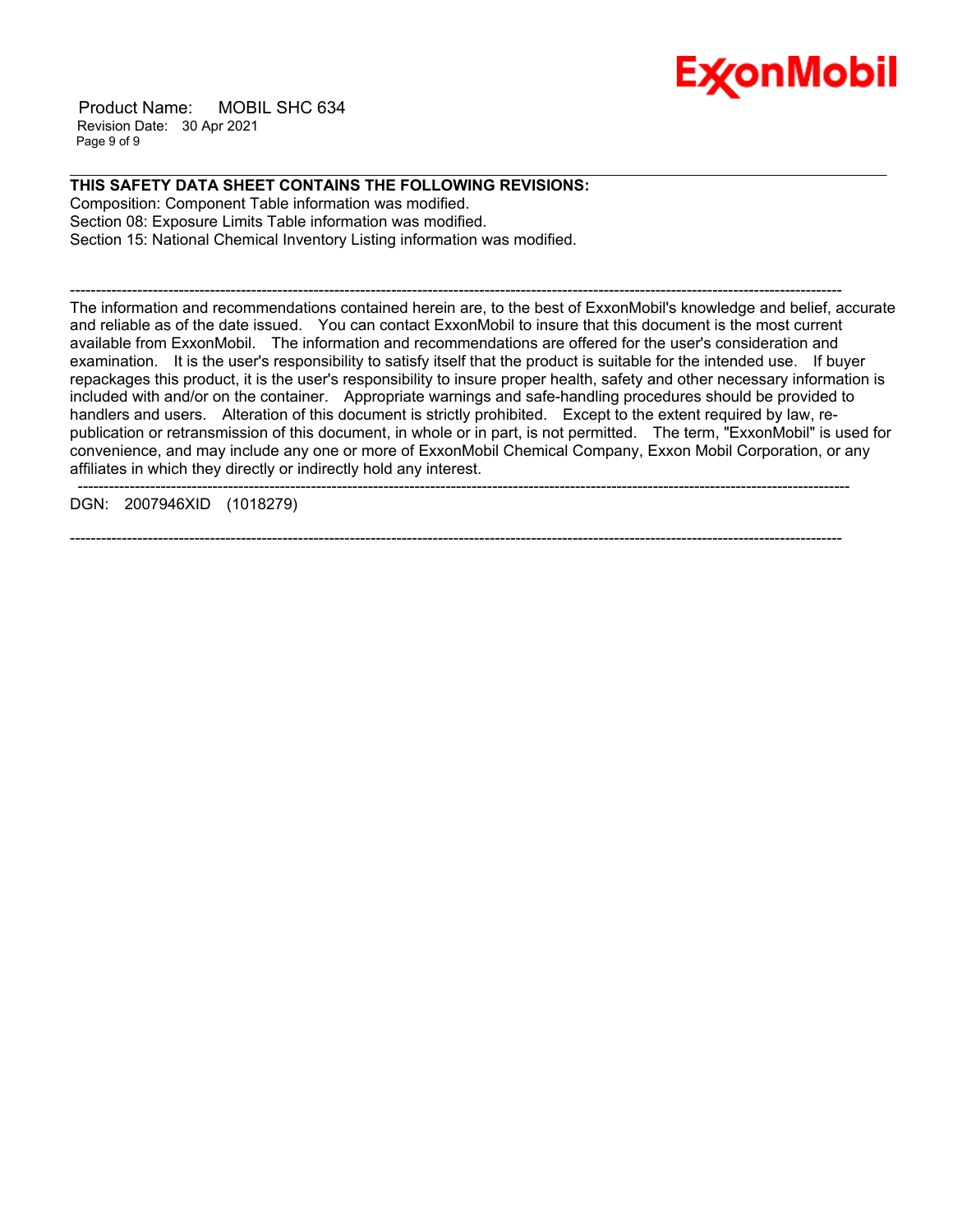**THIS SAFETY DATA SHEET CONTAINS THE FOLLOWING REVISIONS:**

Composition: Component Table information was modified.
Section 08: Exposure Limits Table information was modified.
Section 15: National Chemical Inventory Listing information was modified.

---

The information and recommendations contained herein are, to the best of ExxonMobil's knowledge and belief, accurate and reliable as of the date issued. You can contact ExxonMobil to insure that this document is the most current available from ExxonMobil. The information and recommendations are offered for the user's consideration and examination. It is the user's responsibility to satisfy itself that the product is suitable for the intended use. If buyer repackages this product, it is the user's responsibility to insure proper health, safety and other necessary information is included with and/or on the container. Appropriate warnings and safe-handling procedures should be provided to handlers and users. Alteration of this document is strictly prohibited. Except to the extent required by law, re-publication or retransmission of this document, in whole or in part, is not permitted. The term, "ExxonMobil" is used for convenience, and may include any one or more of ExxonMobil Chemical Company, Exxon Mobil Corporation, or any affiliates in which they directly or indirectly hold any interest.

---

DGN: 2007946XID (1018279)

---